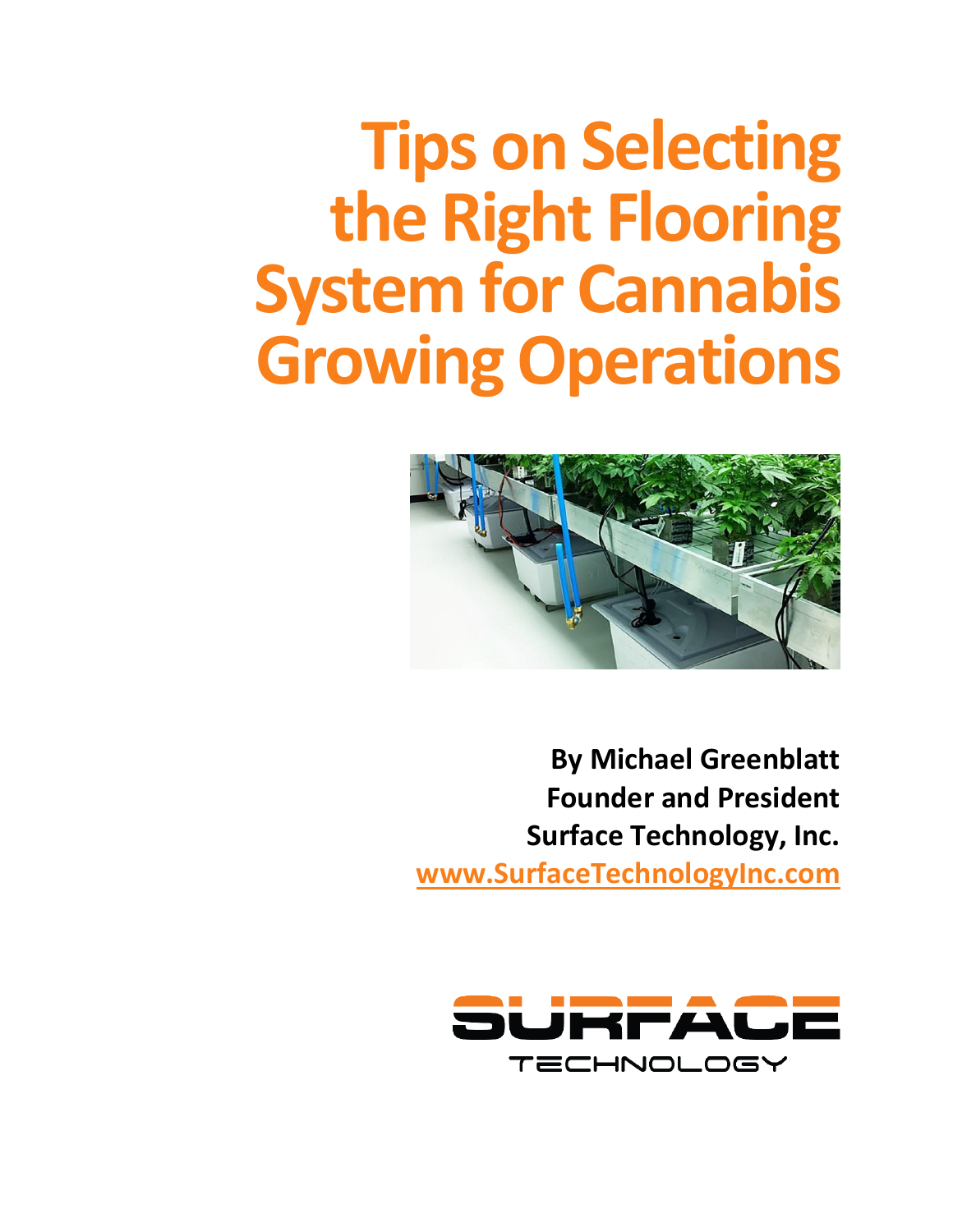# Tips on Selecting the Right Flooring System for Cannabis Growing Operations

**By Michael Greenblatt**
**Founder and President**
**Surface Technology, Inc.**
**www.SurfaceTechnologyInc.com**

SURFACE TECHNOLOGY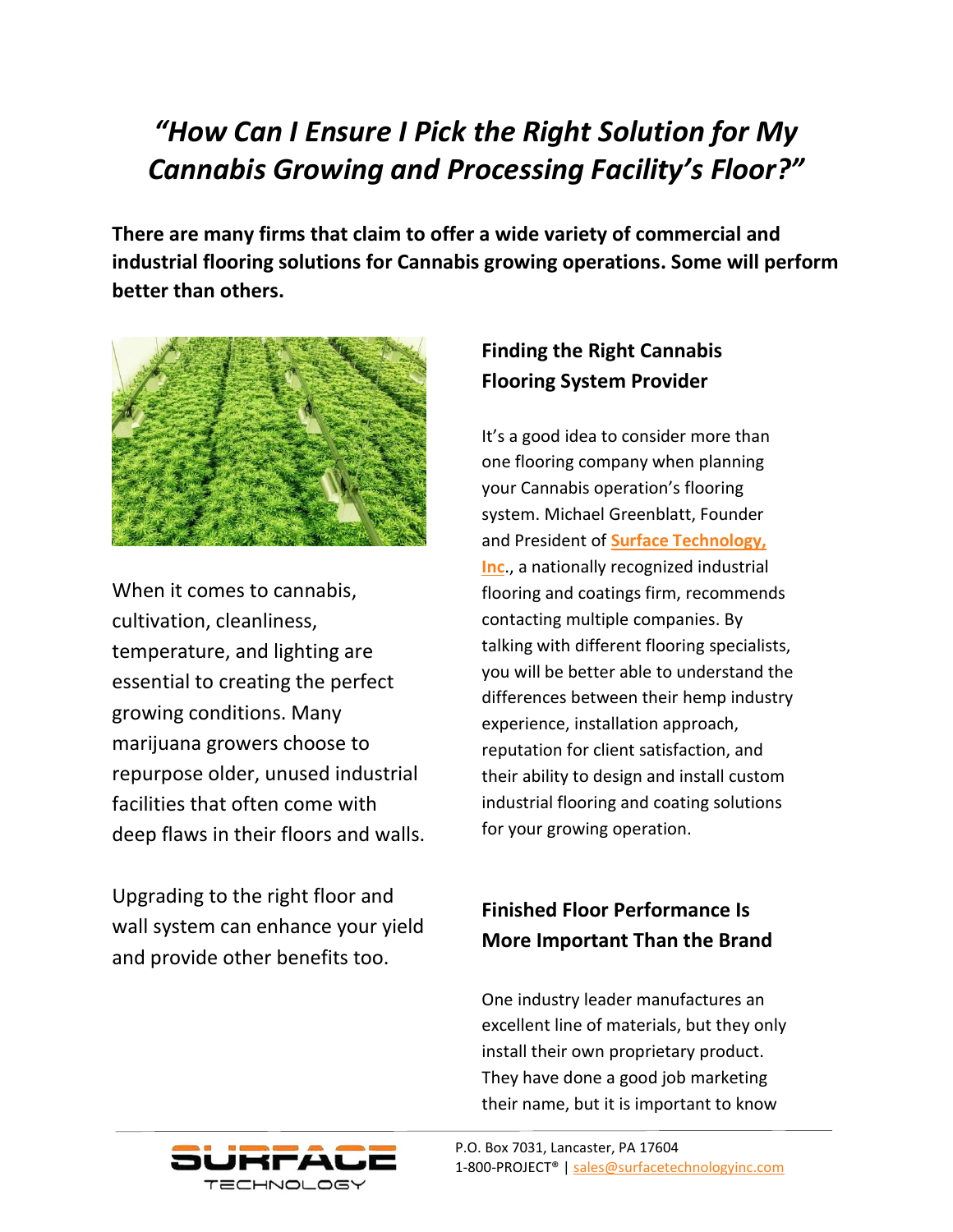# *"How Can I Ensure I Pick the Right Solution for My Cannabis Growing and Processing Facility's Floor?"*

**There are many firms that claim to offer a wide variety of commercial and industrial flooring solutions for Cannabis growing operations. Some will perform better than others.**

When it comes to cannabis, cultivation, cleanliness, temperature, and lighting are essential to creating the perfect growing conditions. Many marijuana growers choose to repurpose older, unused industrial facilities that often come with deep flaws in their floors and walls.

Upgrading to the right floor and wall system can enhance your yield and provide other benefits too.

## Finding the Right Cannabis Flooring System Provider

It's a good idea to consider more than one flooring company when planning your Cannabis operation's flooring system. Michael Greenblatt, Founder and President of **Surface Technology, Inc**., a nationally recognized industrial flooring and coatings firm, recommends contacting multiple companies. By talking with different flooring specialists, you will be better able to understand the differences between their hemp industry experience, installation approach, reputation for client satisfaction, and their ability to design and install custom industrial flooring and coating solutions for your growing operation.

## Finished Floor Performance Is More Important Than the Brand

One industry leader manufactures an excellent line of materials, but they only install their own proprietary product. They have done a good job marketing their name, but it is important to know

P.O. Box 7031, Lancaster, PA 17604
1-800-PROJECT® | sales@surfacetechnologyinc.com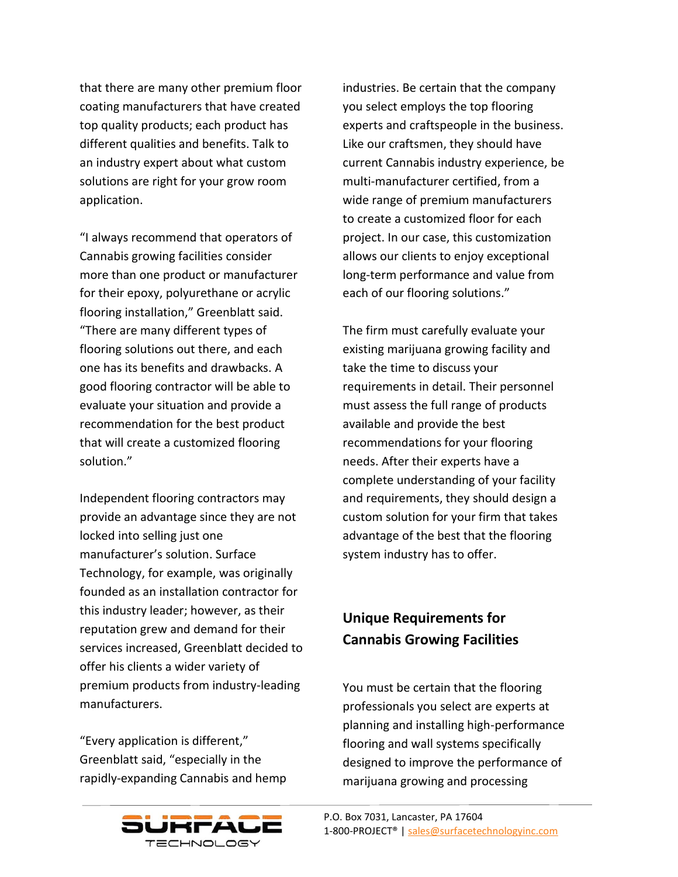that there are many other premium floor coating manufacturers that have created top quality products; each product has different qualities and benefits. Talk to an industry expert about what custom solutions are right for your grow room application.

"I always recommend that operators of Cannabis growing facilities consider more than one product or manufacturer for their epoxy, polyurethane or acrylic flooring installation," Greenblatt said. "There are many different types of flooring solutions out there, and each one has its benefits and drawbacks. A good flooring contractor will be able to evaluate your situation and provide a recommendation for the best product that will create a customized flooring solution."

Independent flooring contractors may provide an advantage since they are not locked into selling just one manufacturer's solution. Surface Technology, for example, was originally founded as an installation contractor for this industry leader; however, as their reputation grew and demand for their services increased, Greenblatt decided to offer his clients a wider variety of premium products from industry-leading manufacturers.

"Every application is different," Greenblatt said, "especially in the rapidly-expanding Cannabis and hemp industries. Be certain that the company you select employs the top flooring experts and craftspeople in the business. Like our craftsmen, they should have current Cannabis industry experience, be multi-manufacturer certified, from a wide range of premium manufacturers to create a customized floor for each project. In our case, this customization allows our clients to enjoy exceptional long-term performance and value from each of our flooring solutions."

The firm must carefully evaluate your existing marijuana growing facility and take the time to discuss your requirements in detail. Their personnel must assess the full range of products available and provide the best recommendations for your flooring needs. After their experts have a complete understanding of your facility and requirements, they should design a custom solution for your firm that takes advantage of the best that the flooring system industry has to offer.

## Unique Requirements for Cannabis Growing Facilities

You must be certain that the flooring professionals you select are experts at planning and installing high-performance flooring and wall systems specifically designed to improve the performance of marijuana growing and processing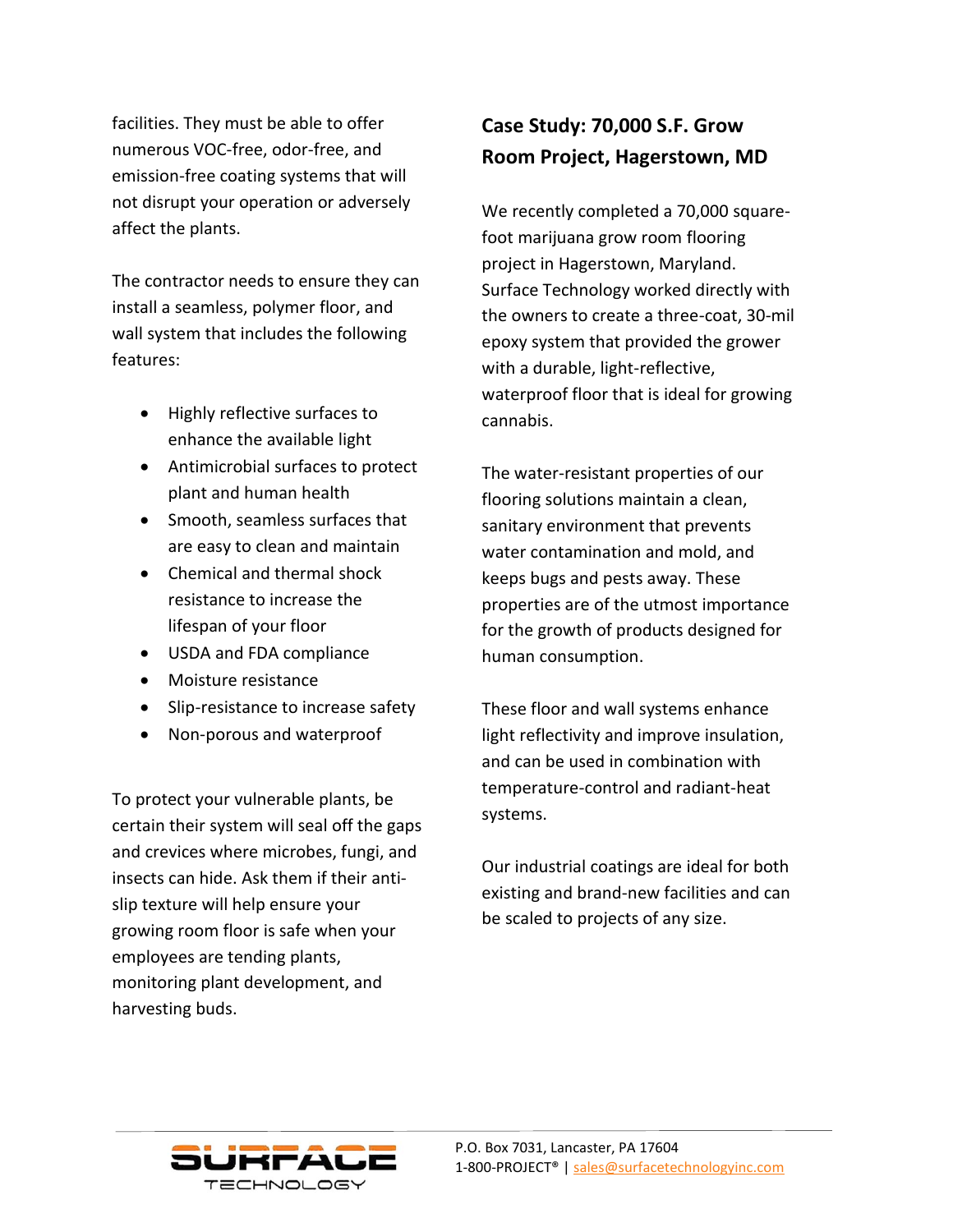facilities. They must be able to offer numerous VOC-free, odor-free, and emission-free coating systems that will not disrupt your operation or adversely affect the plants.

The contractor needs to ensure they can install a seamless, polymer floor, and wall system that includes the following features:

- Highly reflective surfaces to enhance the available light
- Antimicrobial surfaces to protect plant and human health
- Smooth, seamless surfaces that are easy to clean and maintain
- Chemical and thermal shock resistance to increase the lifespan of your floor
- USDA and FDA compliance
- Moisture resistance
- Slip-resistance to increase safety
- Non-porous and waterproof

To protect your vulnerable plants, be certain their system will seal off the gaps and crevices where microbes, fungi, and insects can hide. Ask them if their anti-slip texture will help ensure your growing room floor is safe when your employees are tending plants, monitoring plant development, and harvesting buds.

## Case Study: 70,000 S.F. Grow Room Project, Hagerstown, MD

We recently completed a 70,000 square-foot marijuana grow room flooring project in Hagerstown, Maryland. Surface Technology worked directly with the owners to create a three-coat, 30-mil epoxy system that provided the grower with a durable, light-reflective, waterproof floor that is ideal for growing cannabis.

The water-resistant properties of our flooring solutions maintain a clean, sanitary environment that prevents water contamination and mold, and keeps bugs and pests away. These properties are of the utmost importance for the growth of products designed for human consumption.

These floor and wall systems enhance light reflectivity and improve insulation, and can be used in combination with temperature-control and radiant-heat systems.

Our industrial coatings are ideal for both existing and brand-new facilities and can be scaled to projects of any size.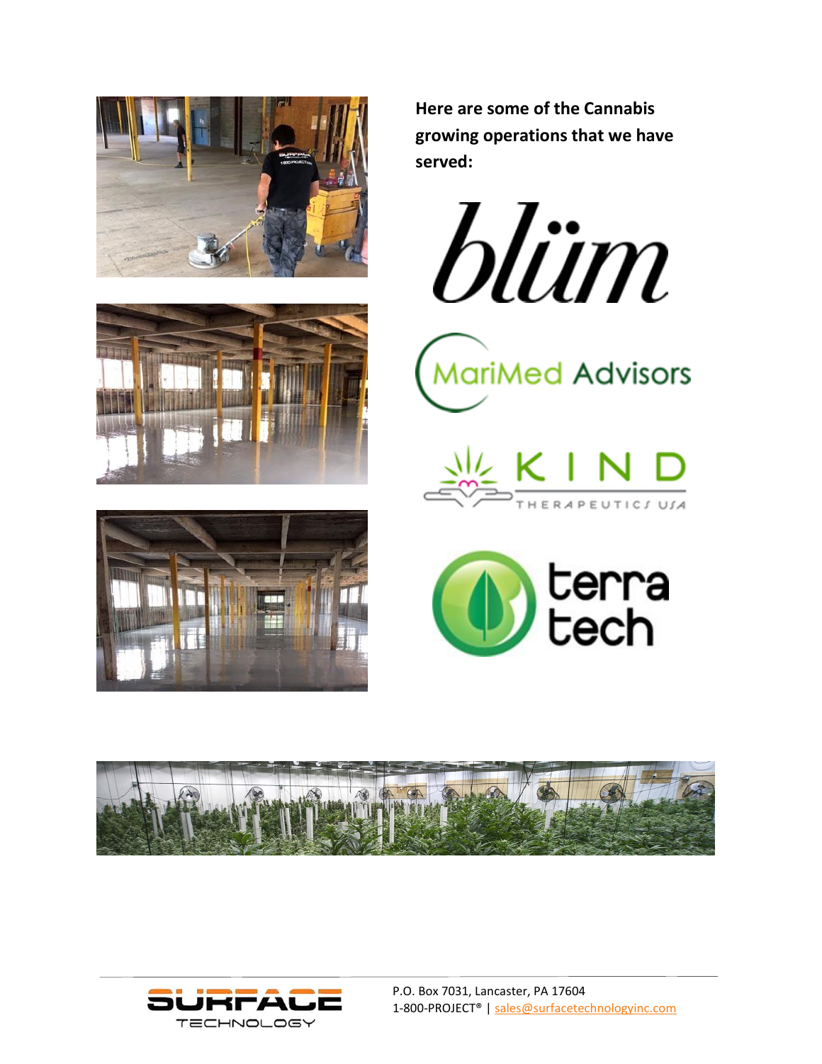**Here are some of the Cannabis growing operations that we have served:**

blüm

MariMed Advisors

KIND THERAPEUTICS USA

terra tech

P.O. Box 7031, Lancaster, PA 17604
1-800-PROJECT® | sales@surfacetechnologyinc.com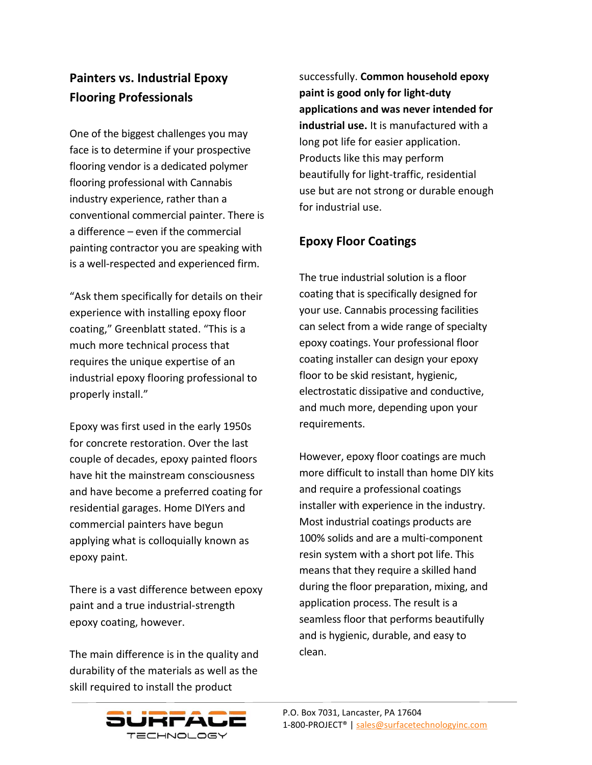## Painters vs. Industrial Epoxy Flooring Professionals

One of the biggest challenges you may face is to determine if your prospective flooring vendor is a dedicated polymer flooring professional with Cannabis industry experience, rather than a conventional commercial painter. There is a difference – even if the commercial painting contractor you are speaking with is a well-respected and experienced firm.

"Ask them specifically for details on their experience with installing epoxy floor coating," Greenblatt stated. "This is a much more technical process that requires the unique expertise of an industrial epoxy flooring professional to properly install."

Epoxy was first used in the early 1950s for concrete restoration. Over the last couple of decades, epoxy painted floors have hit the mainstream consciousness and have become a preferred coating for residential garages. Home DIYers and commercial painters have begun applying what is colloquially known as epoxy paint.

There is a vast difference between epoxy paint and a true industrial-strength epoxy coating, however.

The main difference is in the quality and durability of the materials as well as the skill required to install the product successfully. **Common household epoxy paint is good only for light-duty applications and was never intended for industrial use.** It is manufactured with a long pot life for easier application. Products like this may perform beautifully for light-traffic, residential use but are not strong or durable enough for industrial use.

## Epoxy Floor Coatings

The true industrial solution is a floor coating that is specifically designed for your use. Cannabis processing facilities can select from a wide range of specialty epoxy coatings. Your professional floor coating installer can design your epoxy floor to be skid resistant, hygienic, electrostatic dissipative and conductive, and much more, depending upon your requirements.

However, epoxy floor coatings are much more difficult to install than home DIY kits and require a professional coatings installer with experience in the industry. Most industrial coatings products are 100% solids and are a multi-component resin system with a short pot life. This means that they require a skilled hand during the floor preparation, mixing, and application process. The result is a seamless floor that performs beautifully and is hygienic, durable, and easy to clean.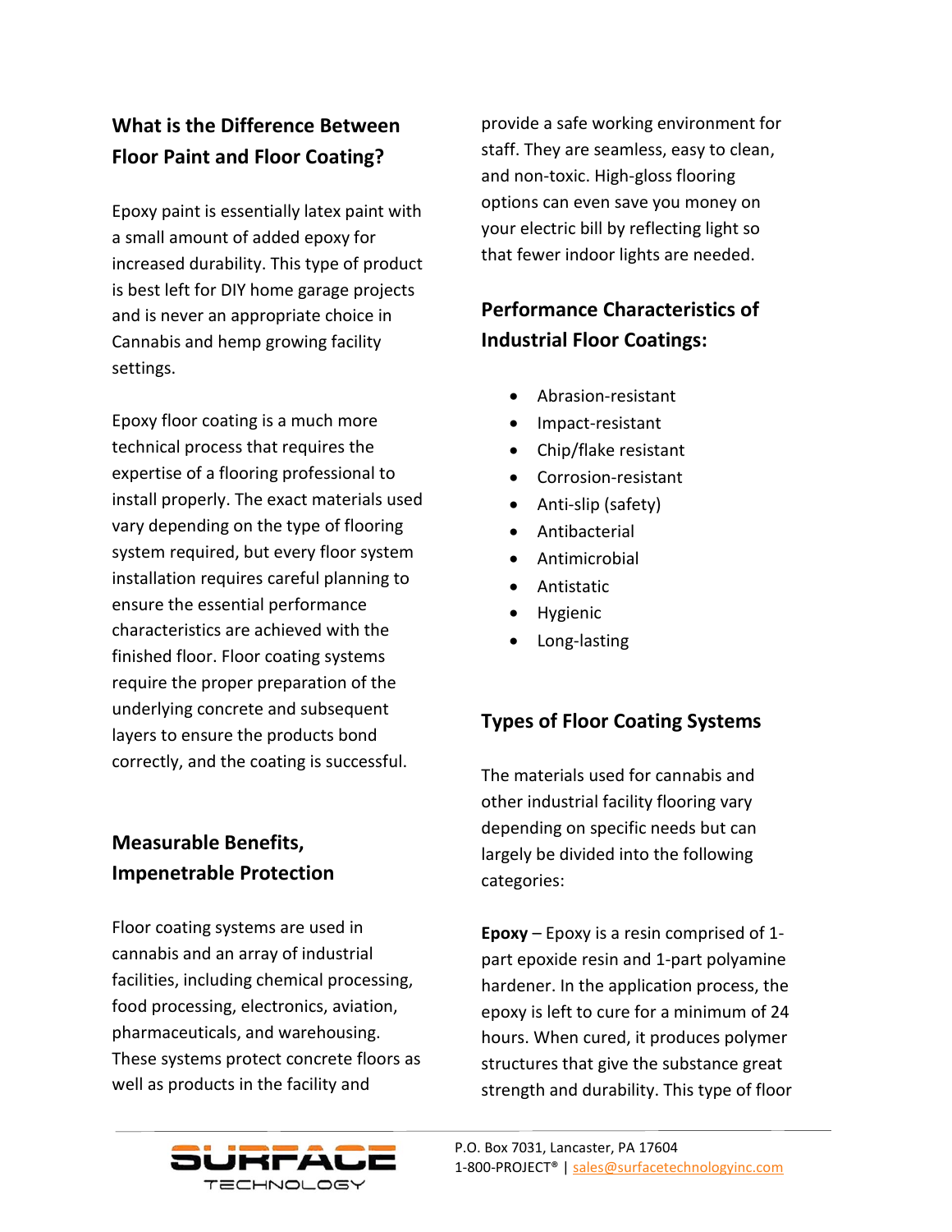## What is the Difference Between Floor Paint and Floor Coating?

Epoxy paint is essentially latex paint with a small amount of added epoxy for increased durability. This type of product is best left for DIY home garage projects and is never an appropriate choice in Cannabis and hemp growing facility settings.

Epoxy floor coating is a much more technical process that requires the expertise of a flooring professional to install properly. The exact materials used vary depending on the type of flooring system required, but every floor system installation requires careful planning to ensure the essential performance characteristics are achieved with the finished floor. Floor coating systems require the proper preparation of the underlying concrete and subsequent layers to ensure the products bond correctly, and the coating is successful.

## Measurable Benefits, Impenetrable Protection

Floor coating systems are used in cannabis and an array of industrial facilities, including chemical processing, food processing, electronics, aviation, pharmaceuticals, and warehousing. These systems protect concrete floors as well as products in the facility and provide a safe working environment for staff. They are seamless, easy to clean, and non-toxic. High-gloss flooring options can even save you money on your electric bill by reflecting light so that fewer indoor lights are needed.

## Performance Characteristics of Industrial Floor Coatings:

- Abrasion-resistant
- Impact-resistant
- Chip/flake resistant
- Corrosion-resistant
- Anti-slip (safety)
- Antibacterial
- Antimicrobial
- Antistatic
- Hygienic
- Long-lasting

## Types of Floor Coating Systems

The materials used for cannabis and other industrial facility flooring vary depending on specific needs but can largely be divided into the following categories:

**Epoxy** – Epoxy is a resin comprised of 1-part epoxide resin and 1-part polyamine hardener. In the application process, the epoxy is left to cure for a minimum of 24 hours. When cured, it produces polymer structures that give the substance great strength and durability. This type of floor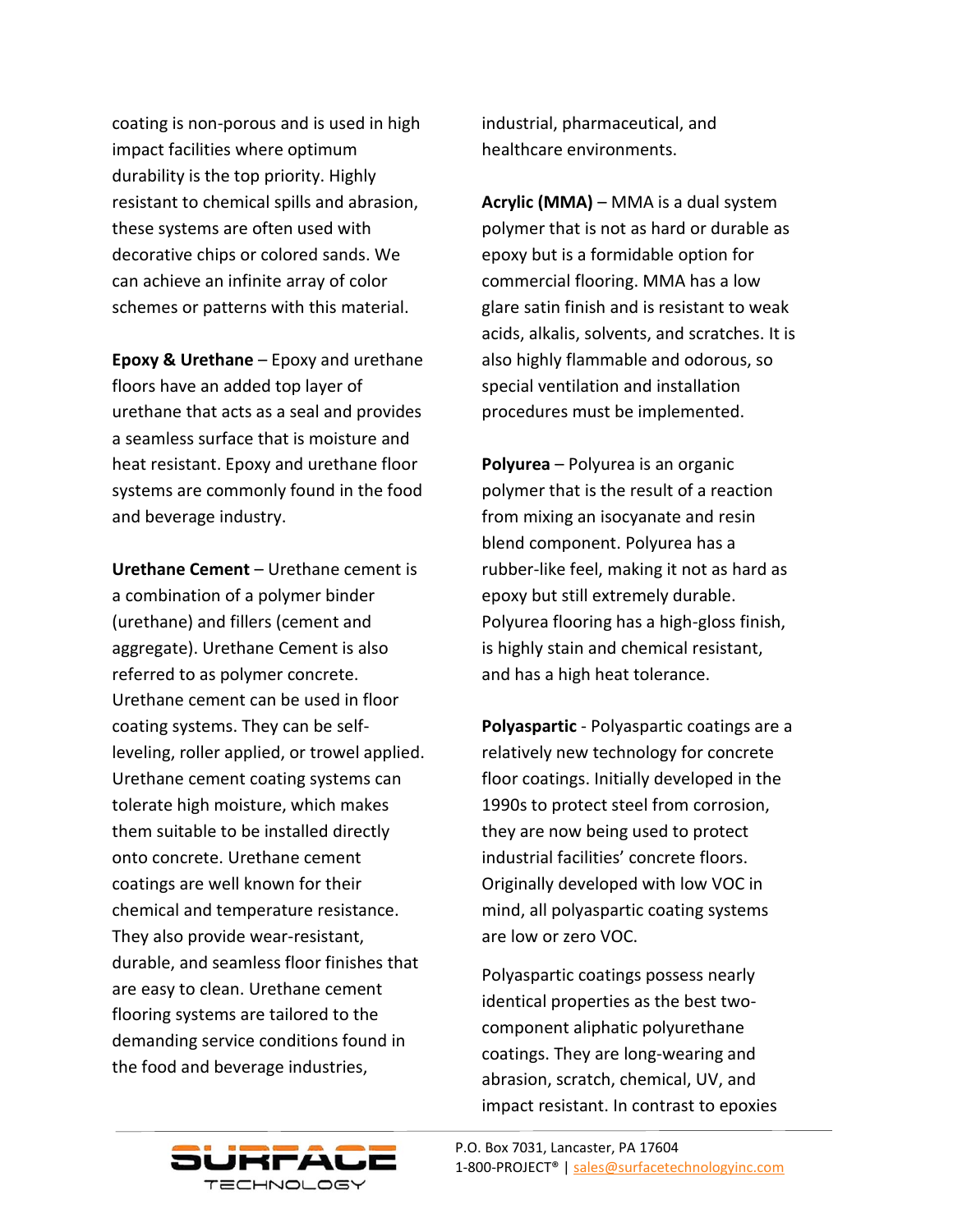coating is non-porous and is used in high impact facilities where optimum durability is the top priority. Highly resistant to chemical spills and abrasion, these systems are often used with decorative chips or colored sands. We can achieve an infinite array of color schemes or patterns with this material.

**Epoxy & Urethane** – Epoxy and urethane floors have an added top layer of urethane that acts as a seal and provides a seamless surface that is moisture and heat resistant. Epoxy and urethane floor systems are commonly found in the food and beverage industry.

**Urethane Cement** – Urethane cement is a combination of a polymer binder (urethane) and fillers (cement and aggregate). Urethane Cement is also referred to as polymer concrete. Urethane cement can be used in floor coating systems. They can be self-leveling, roller applied, or trowel applied. Urethane cement coating systems can tolerate high moisture, which makes them suitable to be installed directly onto concrete. Urethane cement coatings are well known for their chemical and temperature resistance. They also provide wear-resistant, durable, and seamless floor finishes that are easy to clean. Urethane cement flooring systems are tailored to the demanding service conditions found in the food and beverage industries, industrial, pharmaceutical, and healthcare environments.

**Acrylic (MMA)** – MMA is a dual system polymer that is not as hard or durable as epoxy but is a formidable option for commercial flooring. MMA has a low glare satin finish and is resistant to weak acids, alkalis, solvents, and scratches. It is also highly flammable and odorous, so special ventilation and installation procedures must be implemented.

**Polyurea** – Polyurea is an organic polymer that is the result of a reaction from mixing an isocyanate and resin blend component. Polyurea has a rubber-like feel, making it not as hard as epoxy but still extremely durable. Polyurea flooring has a high-gloss finish, is highly stain and chemical resistant, and has a high heat tolerance.

**Polyaspartic** - Polyaspartic coatings are a relatively new technology for concrete floor coatings. Initially developed in the 1990s to protect steel from corrosion, they are now being used to protect industrial facilities' concrete floors. Originally developed with low VOC in mind, all polyaspartic coating systems are low or zero VOC.

Polyaspartic coatings possess nearly identical properties as the best two-component aliphatic polyurethane coatings. They are long-wearing and abrasion, scratch, chemical, UV, and impact resistant. In contrast to epoxies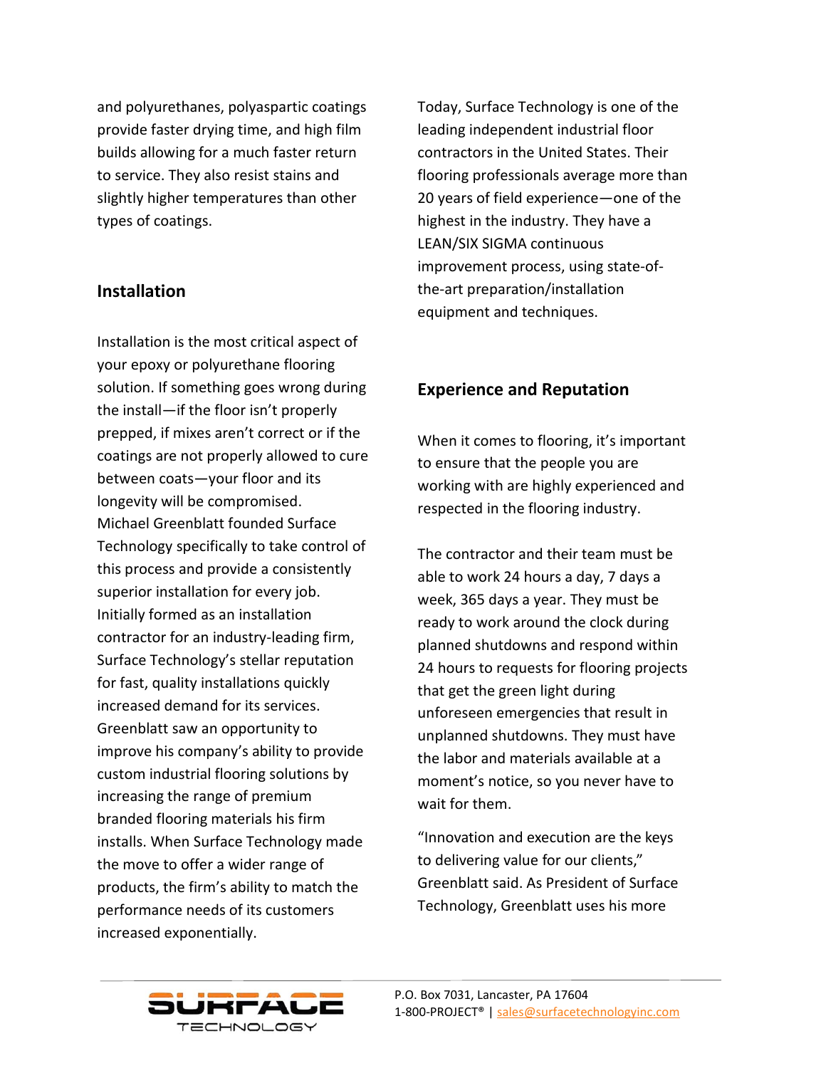and polyurethanes, polyaspartic coatings provide faster drying time, and high film builds allowing for a much faster return to service. They also resist stains and slightly higher temperatures than other types of coatings.

## Installation

Installation is the most critical aspect of your epoxy or polyurethane flooring solution. If something goes wrong during the install—if the floor isn't properly prepped, if mixes aren't correct or if the coatings are not properly allowed to cure between coats—your floor and its longevity will be compromised. Michael Greenblatt founded Surface Technology specifically to take control of this process and provide a consistently superior installation for every job. Initially formed as an installation contractor for an industry-leading firm, Surface Technology's stellar reputation for fast, quality installations quickly increased demand for its services. Greenblatt saw an opportunity to improve his company's ability to provide custom industrial flooring solutions by increasing the range of premium branded flooring materials his firm installs. When Surface Technology made the move to offer a wider range of products, the firm's ability to match the performance needs of its customers increased exponentially.

Today, Surface Technology is one of the leading independent industrial floor contractors in the United States. Their flooring professionals average more than 20 years of field experience—one of the highest in the industry. They have a LEAN/SIX SIGMA continuous improvement process, using state-of-the-art preparation/installation equipment and techniques.

## Experience and Reputation

When it comes to flooring, it's important to ensure that the people you are working with are highly experienced and respected in the flooring industry.

The contractor and their team must be able to work 24 hours a day, 7 days a week, 365 days a year. They must be ready to work around the clock during planned shutdowns and respond within 24 hours to requests for flooring projects that get the green light during unforeseen emergencies that result in unplanned shutdowns. They must have the labor and materials available at a moment's notice, so you never have to wait for them.

"Innovation and execution are the keys to delivering value for our clients," Greenblatt said. As President of Surface Technology, Greenblatt uses his more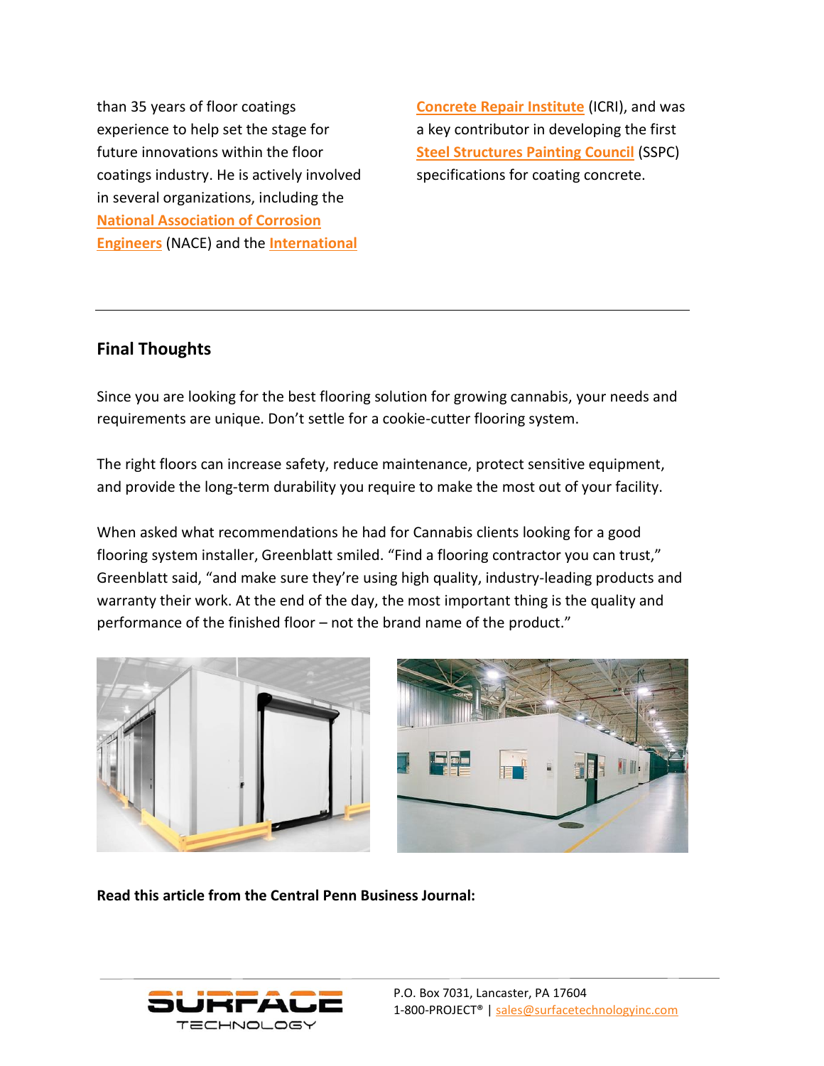than 35 years of floor coatings experience to help set the stage for future innovations within the floor coatings industry. He is actively involved in several organizations, including the **National Association of Corrosion Engineers** (NACE) and the **International Concrete Repair Institute** (ICRI), and was a key contributor in developing the first **Steel Structures Painting Council** (SSPC) specifications for coating concrete.

---

## Final Thoughts

Since you are looking for the best flooring solution for growing cannabis, your needs and requirements are unique. Don't settle for a cookie-cutter flooring system.

The right floors can increase safety, reduce maintenance, protect sensitive equipment, and provide the long-term durability you require to make the most out of your facility.

When asked what recommendations he had for Cannabis clients looking for a good flooring system installer, Greenblatt smiled. "Find a flooring contractor you can trust," Greenblatt said, "and make sure they're using high quality, industry-leading products and warranty their work. At the end of the day, the most important thing is the quality and performance of the finished floor – not the brand name of the product."

**Read this article from the Central Penn Business Journal:**

P.O. Box 7031, Lancaster, PA 17604
1-800-PROJECT® | sales@surfacetechnologyinc.com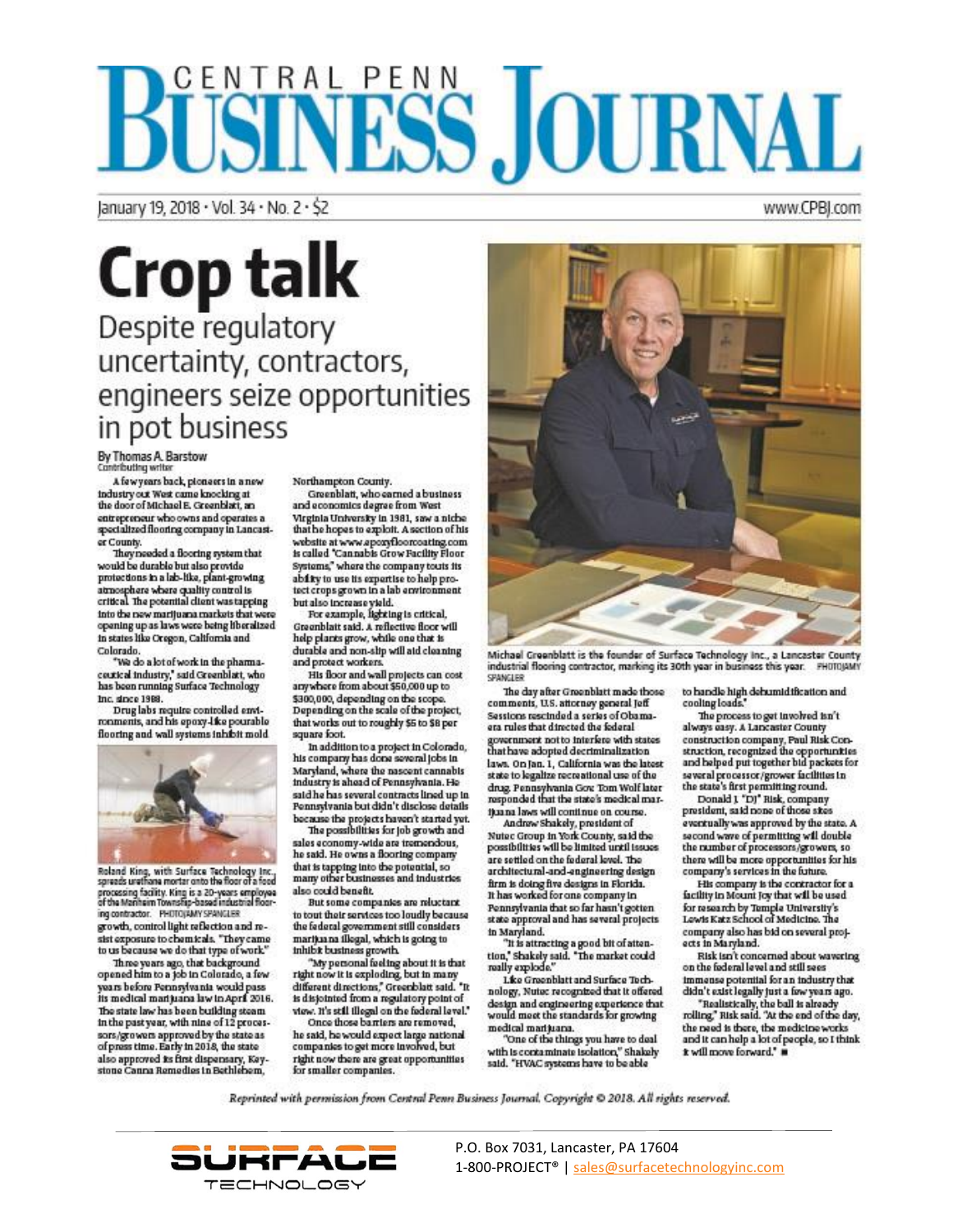# CENTRAL PENN BUSINESS JOURNAL

January 19, 2018 · Vol. 34 · No. 2 · $2

www.CPBJ.com

# Crop talk

## Despite regulatory uncertainty, contractors, engineers seize opportunities in pot business

By Thomas A. Barstow
Contributing writer

A few years back, pioneers in a new industry out West came knocking at the door of Michael E. Greenblatt, an entrepreneur who owns and operates a specialized flooring company in Lancaster County.

They needed a flooring system that would be durable but also provide protections in a lab-like, plant-growing atmosphere where quality control is critical. The potential client was tapping into the new marijuana markets that were opening up as laws were being liberalized in states like Oregon, California and Colorado.

"We do a lot of work in the pharmaceutical industry," said Greenblatt, who has been running Surface Technology Inc. since 1988.

Drug labs require controlled environments, and his epoxy-like pourable flooring and wall systems inhibit mold growth, control light reflection and resist exposure to chemicals. "They came to us because we do that type of work."

Roland King, with Surface Technology Inc., spreads urethane mortar onto the floor of a food processing facility. King is a 20-years employee of the Manheim Township-based industrial flooring contractor. PHOTO/AMY SPANGLER

Three years ago, that background opened him to a job in Colorado, a few years before Pennsylvania would pass its medical marijuana law in April 2016. The state law has been building steam in the past year, with nine of 12 processors/growers approved by the state as of press time. Early in 2018, the state also approved its first dispensary, Keystone Canna Remedies in Bethlehem, Northampton County.

Greenblatt, who earned a business and economics degree from West Virginia University in 1981, saw a niche that he hopes to exploit. A section of his website at www.epoxyfloorcoating.com is called "Cannabis Grow Facility Floor Systems," where the company touts its ability to use its expertise to help protect crops grown in a lab environment but also increase yield.

For example, lighting is critical, Greenblatt said. A reflective floor will help plants grow, while one that is durable and non-slip will aid cleaning and protect workers.

His floor and wall projects can cost anywhere from about $50,000 up to $300,000, depending on the scope. Depending on the scale of the project, that works out to roughly $5 to $8 per square foot.

In addition to a project in Colorado, his company has done several jobs in Maryland, where the nascent cannabis industry is ahead of Pennsylvania. He said he has several contracts lined up in Pennsylvania but didn't disclose details because the projects haven't started yet.

The possibilities for job growth and sales economy-wide are tremendous, he said. He owns a flooring company that is tapping into the potential, so many other businesses and industries also could benefit.

But some companies are reluctant to tout their services too loudly because the federal government still considers marijuana illegal, which is going to inhibit business growth.

"My personal feeling about it is that right now it is exploding, but in many different directions," Greenblatt said. "It is disjointed from a regulatory point of view. It's still illegal on the federal level."

Once those barriers are removed, he said, he would expect large national companies to get more involved, but right now there are great opportunities for smaller companies.

Michael Greenblatt is the founder of Surface Technology Inc., a Lancaster County industrial flooring contractor, marking its 30th year in business this year. PHOTO/AMY SPANGLER

The day after Greenblatt made those comments, U.S. attorney general Jeff Sessions rescinded a series of Obama-era rules that directed the federal government not to interfere with states that have adopted decriminalization laws. On Jan. 1, California was the latest state to legalize recreational use of the drug. Pennsylvania Gov. Tom Wolf later responded that the state's medical marijuana laws will continue on course.

Andrew Shakely, president of Nutec Group in York County, said the possibilities will be limited until issues are settled on the federal level. The architectural-and-engineering design firm is doing five designs in Florida. It has worked for one company in Pennsylvania that so far hasn't gotten state approval and has several projects in Maryland.

"It is attracting a good bit of attention," Shakely said. "The market could really explode."

Like Greenblatt and Surface Technology, Nutec recognized that it offered design and engineering experience that would meet the standards for growing medical marijuana.

"One of the things you have to deal with is contaminate isolation," Shakely said. "HVAC systems have to be able to handle high dehumidification and cooling loads."

The process to get involved isn't always easy. A Lancaster County construction company, Paul Risk Construction, recognized the opportunities and helped put together bid packets for several processor/grower facilities in the state's first permitting round.

Donald J. "DJ" Risk, company president, said none of those sites eventually was approved by the state. A second wave of permitting will double the number of processors/growers, so there will be more opportunities for his company's services in the future.

His company is the contractor for a facility in Mount Joy that will be used for research by Temple University's Lewis Katz School of Medicine. The company also has bid on several projects in Maryland.

Risk isn't concerned about wavering on the federal level and still sees immense potential for an industry that didn't exist legally just a few years ago.

"Realistically, the ball is already rolling," Risk said. "At the end of the day, the need is there, the medicine works and it can help a lot of people, so I think it will move forward." ■

*Reprinted with permission from Central Penn Business Journal. Copyright © 2018. All rights reserved.*

SURFACE TECHNOLOGY

P.O. Box 7031, Lancaster, PA 17604
1-800-PROJECT® | sales@surfacetechnologyinc.com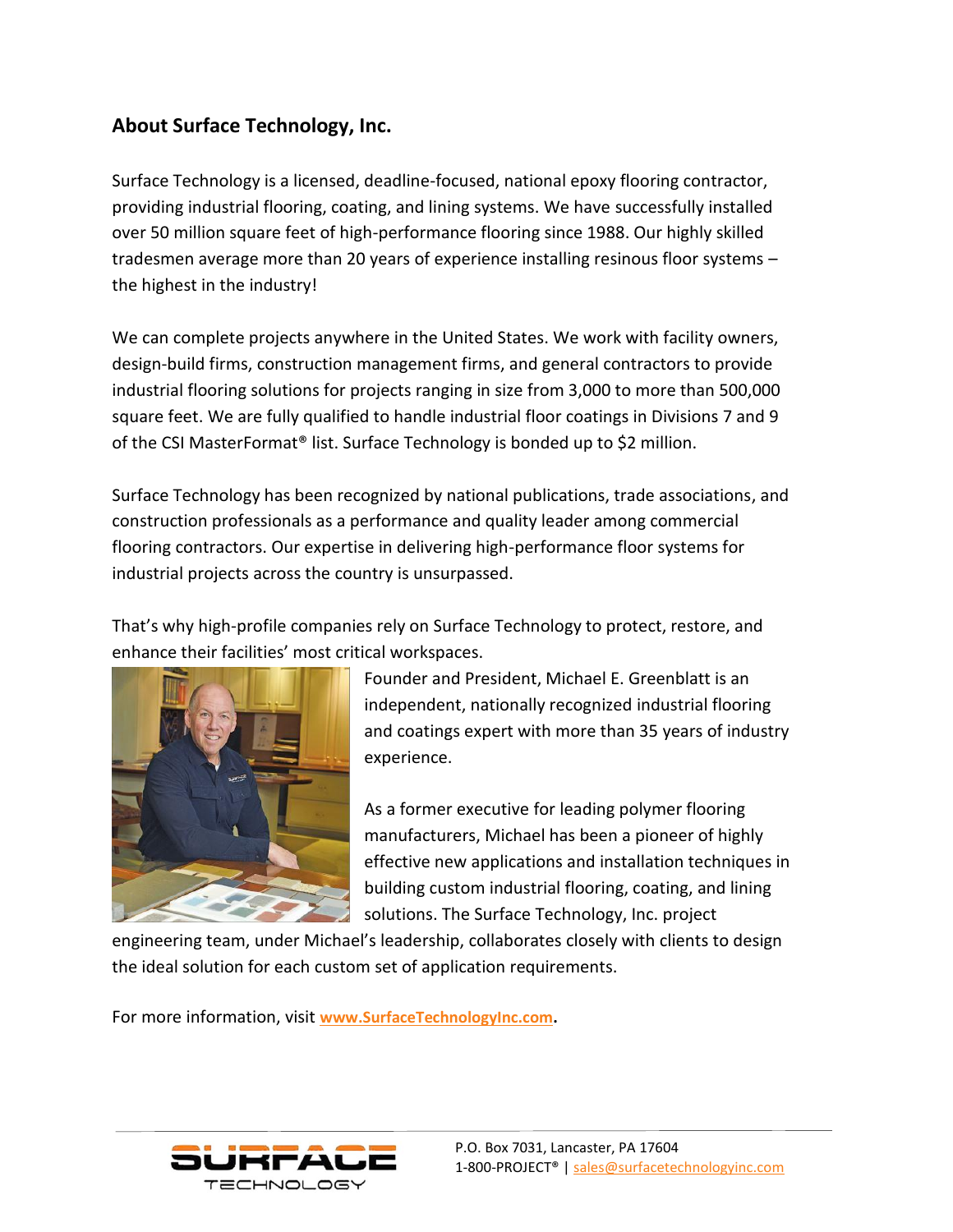## About Surface Technology, Inc.

Surface Technology is a licensed, deadline-focused, national epoxy flooring contractor, providing industrial flooring, coating, and lining systems. We have successfully installed over 50 million square feet of high-performance flooring since 1988. Our highly skilled tradesmen average more than 20 years of experience installing resinous floor systems – the highest in the industry!

We can complete projects anywhere in the United States. We work with facility owners, design-build firms, construction management firms, and general contractors to provide industrial flooring solutions for projects ranging in size from 3,000 to more than 500,000 square feet. We are fully qualified to handle industrial floor coatings in Divisions 7 and 9 of the CSI MasterFormat® list. Surface Technology is bonded up to $2 million.

Surface Technology has been recognized by national publications, trade associations, and construction professionals as a performance and quality leader among commercial flooring contractors. Our expertise in delivering high-performance floor systems for industrial projects across the country is unsurpassed.

That's why high-profile companies rely on Surface Technology to protect, restore, and enhance their facilities' most critical workspaces.

Founder and President, Michael E. Greenblatt is an independent, nationally recognized industrial flooring and coatings expert with more than 35 years of industry experience.

As a former executive for leading polymer flooring manufacturers, Michael has been a pioneer of highly effective new applications and installation techniques in building custom industrial flooring, coating, and lining solutions. The Surface Technology, Inc. project engineering team, under Michael's leadership, collaborates closely with clients to design the ideal solution for each custom set of application requirements.

For more information, visit **www.SurfaceTechnologyInc.com**.

SURFACE TECHNOLOGY

P.O. Box 7031, Lancaster, PA 17604
1-800-PROJECT® | sales@surfacetechnologyinc.com